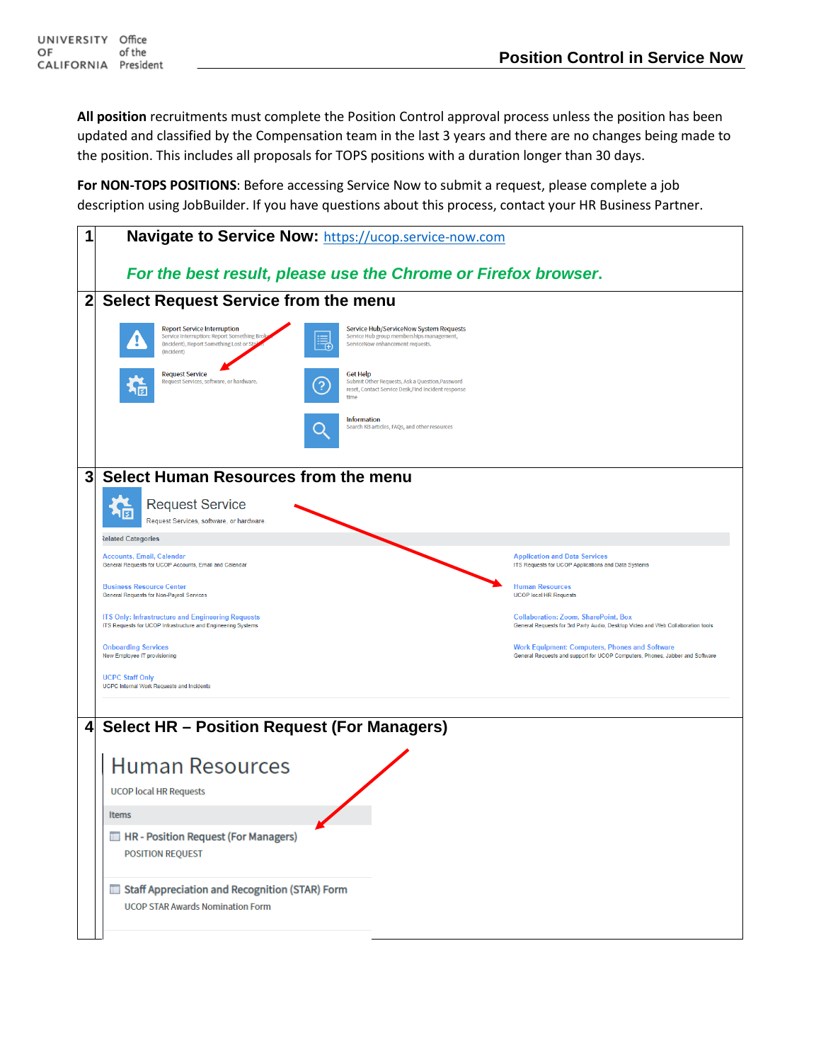All position recruitments must complete the Position Control approval process unless the position has been updated and classified by the Compensation team in the last 3 years and there are no changes being made to the position. This includes all proposals for TOPS positions with a duration longer than 30 days.

**For NON-TOPS POSITIONS**: Before accessing Service Now to submit a request, please complete a job description using JobBuilder. If you have questions about this process, contact your HR Business Partner.

| | |
|---|---|
| 1 | **Navigate to Service Now:** https://ucop.service-now.com<br><br>***For the best result, please use the Chrome or Firefox browser.*** |
| 2 | **Select Request Service from the menu**<br><br>Report Service Interruption — Service Interruption: Report Something Broken (Incident), Report Something Lost or Stolen (Incident)<br>Service Hub/ServiceNow System Requests — Service Hub group memberships management, ServiceNow enhancement requests.<br>Request Service — Request Services, software, or hardware.<br>Get Help — Submit Other Requests, Ask a Question, Password reset, Contact Service Desk, Find Incident response time<br>Information — Search KB articles, FAQs, and other resources |
| 3 | **Select Human Resources from the menu**<br><br>Request Service — Request Services, software, or hardware<br>Related Categories<br>Accounts, Email, Calendar — General Requests for UCOP Accounts, Email and Calendar<br>Application and Data Services — ITS Requests for UCOP Applications and Data Systems<br>Business Resource Center — General Requests for Non-Payroll Services<br>Human Resources — UCOP local HR Requests<br>ITS Only: Infrastructure and Engineering Requests — ITS Requests for UCOP Infrastructure and Engineering Systems<br>Collaboration: Zoom, SharePoint, Box — General Requests for 3rd Party Audio, Desktop Video and Web Collaboration tools<br>Onboarding Services — New Employee IT provisioning<br>Work Equipment: Computers, Phones and Software — General Requests and support for UCOP Computers, Phones, Jabber and Software<br>UCPC Staff Only — UCPC Internal Work Requests and Incidents |
| 4 | **Select HR – Position Request (For Managers)**<br><br>Human Resources<br>UCOP local HR Requests<br>Items<br>HR - Position Request (For Managers) — POSITION REQUEST<br>Staff Appreciation and Recognition (STAR) Form — UCOP STAR Awards Nomination Form |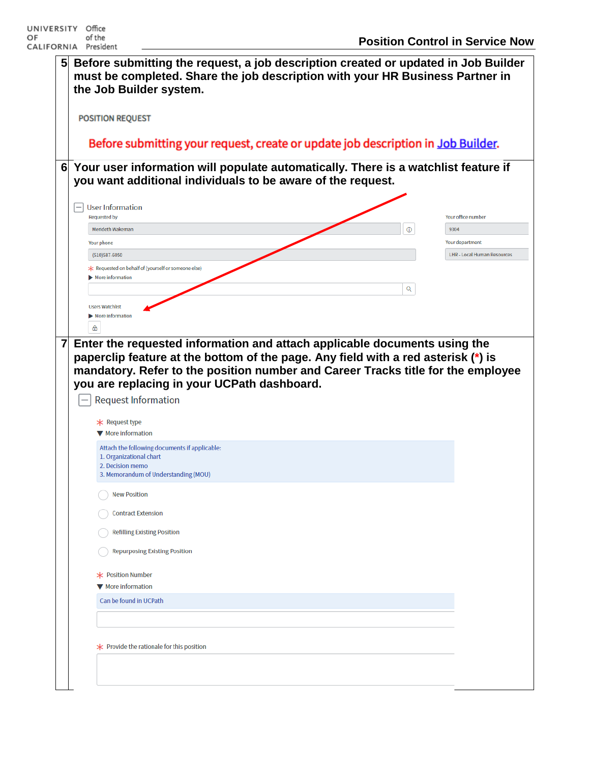| | |
|---|---|
| 5 | **Before submitting the request, a job description created or updated in Job Builder must be completed. Share the job description with your HR Business Partner in the Job Builder system.**<br><br>POSITION REQUEST<br><br>Before submitting your request, create or update job description in Job Builder. |
| 6 | **Your user information will populate automatically. There is a watchlist feature if you want additional individuals to be aware of the request.**<br><br>User Information<br>Requested by: Merideth Wakeman<br>Your office number: 9304<br>Your phone: (510)587-6050<br>Your department: LHR - Local Human Resources<br>* Requested on behalf of (yourself or someone else)<br>More information<br>Users Watchlist<br>More information |
| 7 | **Enter the requested information and attach applicable documents using the paperclip feature at the bottom of the page. Any field with a red asterisk (*) is mandatory. Refer to the position number and Career Tracks title for the employee you are replacing in your UCPath dashboard.**<br><br>Request Information<br><br>* Request type<br>More information<br>Attach the following documents if applicable:<br>1. Organizational chart<br>2. Decision memo<br>3. Memorandum of Understanding (MOU)<br><br>New Position<br>Contract Extension<br>Refilling Existing Position<br>Repurposing Existing Position<br><br>* Position Number<br>More information<br>Can be found in UCPath<br><br>* Provide the rationale for this position |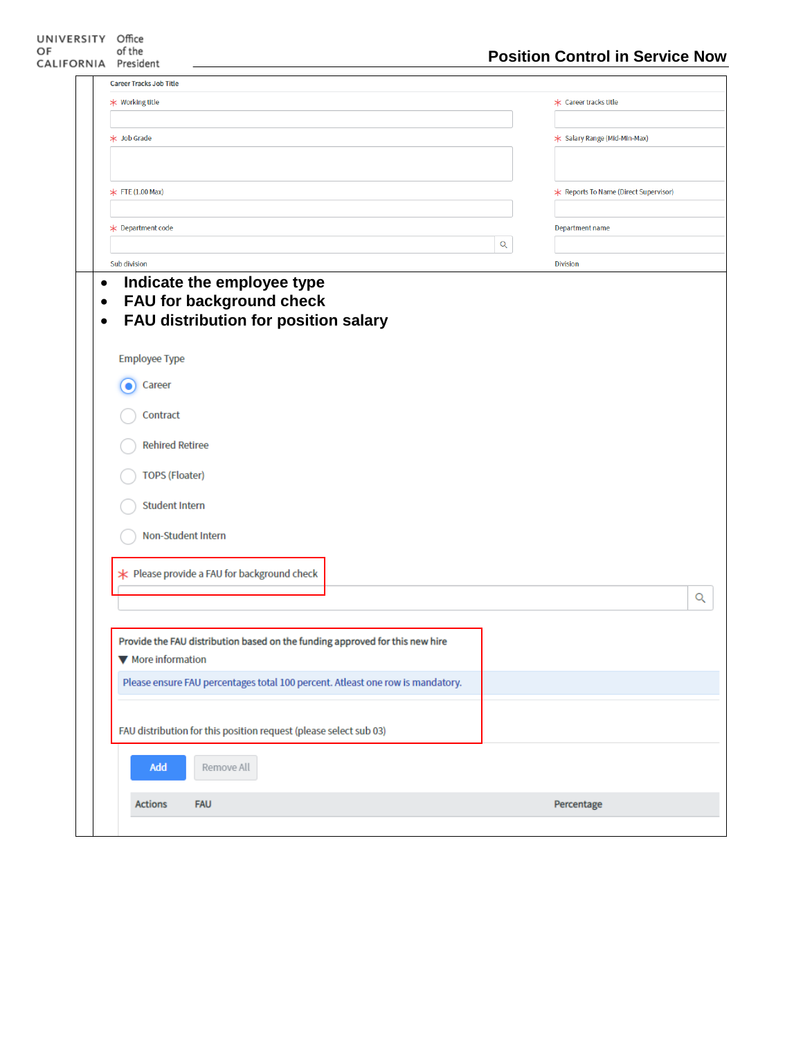Career Tracks Job Title

* Working title
* Career tracks title
* Job Grade
* Salary Range (Mid-Min-Max)
* FTE (1.00 Max)
* Reports To Name (Direct Supervisor)
* Department code

Department name

Sub division

Division

- **Indicate the employee type**
- **FAU for background check**
- **FAU distribution for position salary**

Employee Type

- (selected) Career
- Contract
- Rehired Retiree
- TOPS (Floater)
- Student Intern
- Non-Student Intern

* Please provide a FAU for background check

Provide the FAU distribution based on the funding approved for this new hire

▼ More information

Please ensure FAU percentages total 100 percent. Atleast one row is mandatory.

FAU distribution for this position request (please select sub 03)

Add | Remove All

| Actions | FAU | Percentage |
| --- | --- | --- |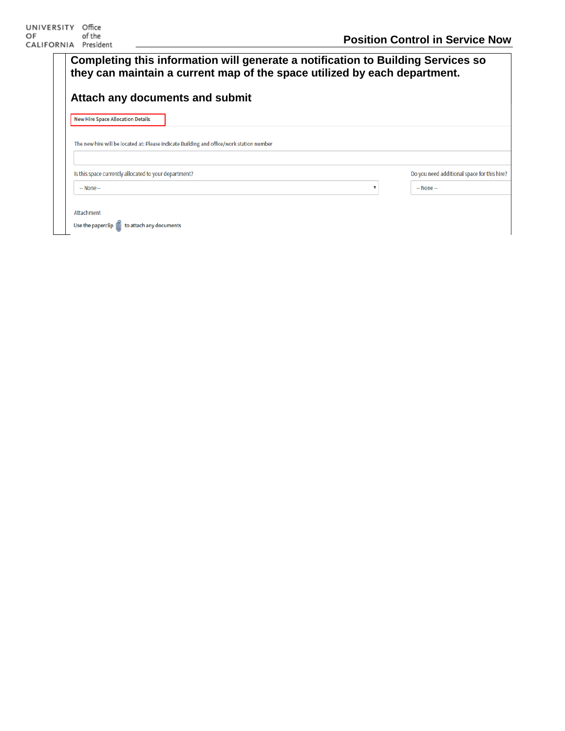**Completing this information will generate a notification to Building Services so they can maintain a current map of the space utilized by each department.**

**Attach any documents and submit**

New Hire Space Allocation Details

The new hire will be located at: Please indicate Building and office/work station number

Is this space currently allocated to your department?

-- None --

Do you need additional space for this hire?

-- None --

Attachment

Use the paperclip to attach any documents